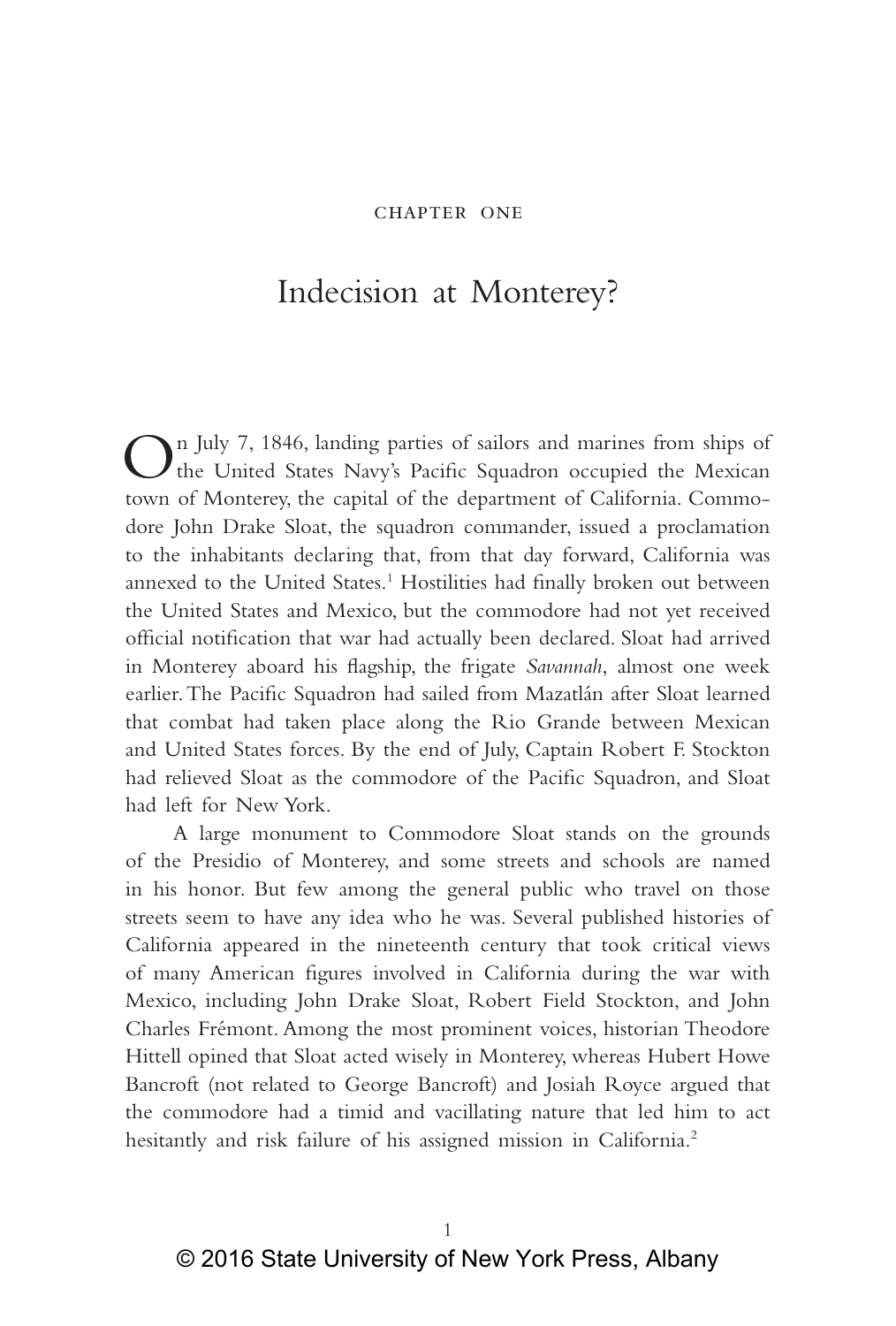CHAPTER ONE

# Indecision at Monterey?

On July 7, 1846, landing parties of sailors and marines from ships of the United States Navy's Pacific Squadron occupied the Mexican town of Monterey, the capital of the department of California. Commodore John Drake Sloat, the squadron commander, issued a proclamation to the inhabitants declaring that, from that day forward, California was annexed to the United States.[1] Hostilities had finally broken out between the United States and Mexico, but the commodore had not yet received official notification that war had actually been declared. Sloat had arrived in Monterey aboard his flagship, the frigate *Savannah*, almost one week earlier. The Pacific Squadron had sailed from Mazatlán after Sloat learned that combat had taken place along the Rio Grande between Mexican and United States forces. By the end of July, Captain Robert F. Stockton had relieved Sloat as the commodore of the Pacific Squadron, and Sloat had left for New York.

A large monument to Commodore Sloat stands on the grounds of the Presidio of Monterey, and some streets and schools are named in his honor. But few among the general public who travel on those streets seem to have any idea who he was. Several published histories of California appeared in the nineteenth century that took critical views of many American figures involved in California during the war with Mexico, including John Drake Sloat, Robert Field Stockton, and John Charles Frémont. Among the most prominent voices, historian Theodore Hittell opined that Sloat acted wisely in Monterey, whereas Hubert Howe Bancroft (not related to George Bancroft) and Josiah Royce argued that the commodore had a timid and vacillating nature that led him to act hesitantly and risk failure of his assigned mission in California.[2]

© 2016 State University of New York Press, Albany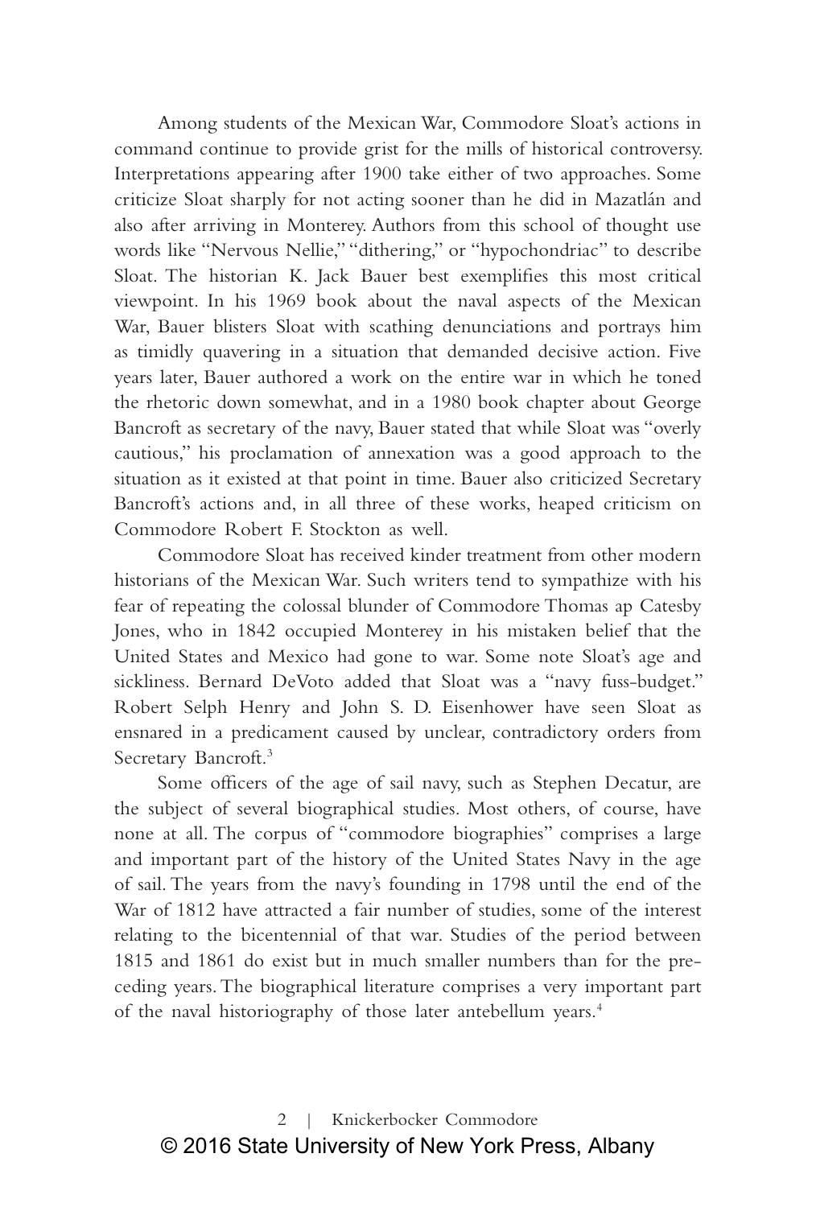Among students of the Mexican War, Commodore Sloat's actions in command continue to provide grist for the mills of historical controversy. Interpretations appearing after 1900 take either of two approaches. Some criticize Sloat sharply for not acting sooner than he did in Mazatlán and also after arriving in Monterey. Authors from this school of thought use words like "Nervous Nellie," "dithering," or "hypochondriac" to describe Sloat. The historian K. Jack Bauer best exemplifies this most critical viewpoint. In his 1969 book about the naval aspects of the Mexican War, Bauer blisters Sloat with scathing denunciations and portrays him as timidly quavering in a situation that demanded decisive action. Five years later, Bauer authored a work on the entire war in which he toned the rhetoric down somewhat, and in a 1980 book chapter about George Bancroft as secretary of the navy, Bauer stated that while Sloat was "overly cautious," his proclamation of annexation was a good approach to the situation as it existed at that point in time. Bauer also criticized Secretary Bancroft's actions and, in all three of these works, heaped criticism on Commodore Robert F. Stockton as well.

Commodore Sloat has received kinder treatment from other modern historians of the Mexican War. Such writers tend to sympathize with his fear of repeating the colossal blunder of Commodore Thomas ap Catesby Jones, who in 1842 occupied Monterey in his mistaken belief that the United States and Mexico had gone to war. Some note Sloat's age and sickliness. Bernard DeVoto added that Sloat was a "navy fuss-budget." Robert Selph Henry and John S. D. Eisenhower have seen Sloat as ensnared in a predicament caused by unclear, contradictory orders from Secretary Bancroft.[3]

Some officers of the age of sail navy, such as Stephen Decatur, are the subject of several biographical studies. Most others, of course, have none at all. The corpus of "commodore biographies" comprises a large and important part of the history of the United States Navy in the age of sail. The years from the navy's founding in 1798 until the end of the War of 1812 have attracted a fair number of studies, some of the interest relating to the bicentennial of that war. Studies of the period between 1815 and 1861 do exist but in much smaller numbers than for the preceding years. The biographical literature comprises a very important part of the naval historiography of those later antebellum years.[4]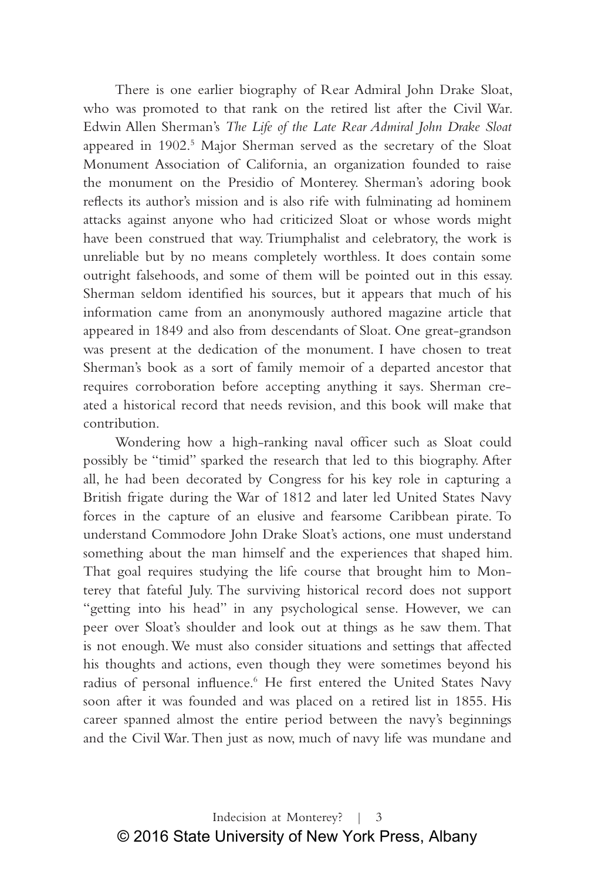There is one earlier biography of Rear Admiral John Drake Sloat, who was promoted to that rank on the retired list after the Civil War. Edwin Allen Sherman's *The Life of the Late Rear Admiral John Drake Sloat* appeared in 1902.[5] Major Sherman served as the secretary of the Sloat Monument Association of California, an organization founded to raise the monument on the Presidio of Monterey. Sherman's adoring book reflects its author's mission and is also rife with fulminating ad hominem attacks against anyone who had criticized Sloat or whose words might have been construed that way. Triumphalist and celebratory, the work is unreliable but by no means completely worthless. It does contain some outright falsehoods, and some of them will be pointed out in this essay. Sherman seldom identified his sources, but it appears that much of his information came from an anonymously authored magazine article that appeared in 1849 and also from descendants of Sloat. One great-grandson was present at the dedication of the monument. I have chosen to treat Sherman's book as a sort of family memoir of a departed ancestor that requires corroboration before accepting anything it says. Sherman created a historical record that needs revision, and this book will make that contribution.

Wondering how a high-ranking naval officer such as Sloat could possibly be "timid" sparked the research that led to this biography. After all, he had been decorated by Congress for his key role in capturing a British frigate during the War of 1812 and later led United States Navy forces in the capture of an elusive and fearsome Caribbean pirate. To understand Commodore John Drake Sloat's actions, one must understand something about the man himself and the experiences that shaped him. That goal requires studying the life course that brought him to Monterey that fateful July. The surviving historical record does not support "getting into his head" in any psychological sense. However, we can peer over Sloat's shoulder and look out at things as he saw them. That is not enough. We must also consider situations and settings that affected his thoughts and actions, even though they were sometimes beyond his radius of personal influence.[6] He first entered the United States Navy soon after it was founded and was placed on a retired list in 1855. His career spanned almost the entire period between the navy's beginnings and the Civil War. Then just as now, much of navy life was mundane and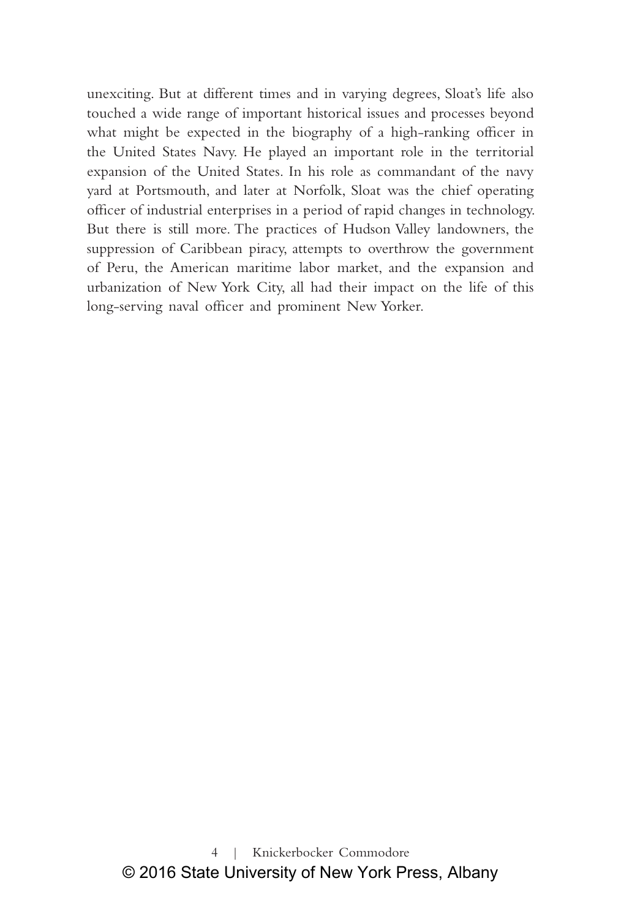unexciting. But at different times and in varying degrees, Sloat's life also touched a wide range of important historical issues and processes beyond what might be expected in the biography of a high-ranking officer in the United States Navy. He played an important role in the territorial expansion of the United States. In his role as commandant of the navy yard at Portsmouth, and later at Norfolk, Sloat was the chief operating officer of industrial enterprises in a period of rapid changes in technology. But there is still more. The practices of Hudson Valley landowners, the suppression of Caribbean piracy, attempts to overthrow the government of Peru, the American maritime labor market, and the expansion and urbanization of New York City, all had their impact on the life of this long-serving naval officer and prominent New Yorker.

© 2016 State University of New York Press, Albany